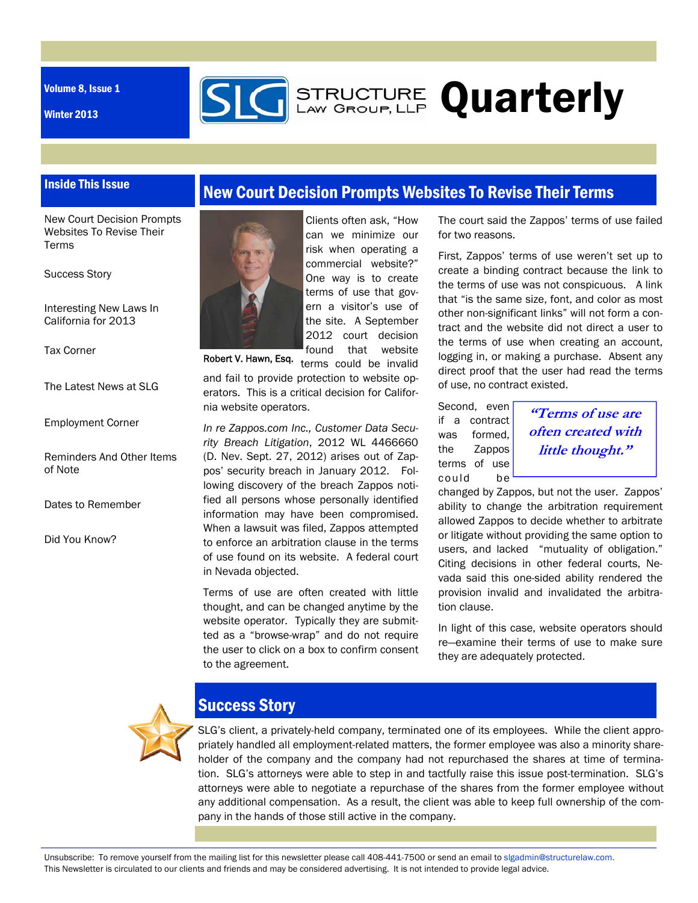Volume 8, Issue 1

Winter 2013

# STRUCTURE LAW GROUP, LLP Quarterly

## Inside This Issue

- New Court Decision Prompts Websites To Revise Their Terms
- Success Story
- Interesting New Laws In California for 2013
- Tax Corner
- The Latest News at SLG
- Employment Corner
- Reminders And Other Items of Note
- Dates to Remember
- Did You Know?

## New Court Decision Prompts Websites To Revise Their Terms

Robert V. Hawn, Esq.

Clients often ask, "How can we minimize our risk when operating a commercial website?" One way is to create terms of use that govern a visitor's use of the site. A September 2012 court decision found that website terms could be invalid and fail to provide protection to website operators. This is a critical decision for California website operators.

*In re Zappos.com Inc., Customer Data Security Breach Litigation*, 2012 WL 4466660 (D. Nev. Sept. 27, 2012) arises out of Zappos' security breach in January 2012. Following discovery of the breach Zappos notified all persons whose personally identified information may have been compromised. When a lawsuit was filed, Zappos attempted to enforce an arbitration clause in the terms of use found on its website. A federal court in Nevada objected.

Terms of use are often created with little thought, and can be changed anytime by the website operator. Typically they are submitted as a "browse-wrap" and do not require the user to click on a box to confirm consent to the agreement.

The court said the Zappos' terms of use failed for two reasons.

First, Zappos' terms of use weren't set up to create a binding contract because the link to the terms of use was not conspicuous. A link that "is the same size, font, and color as most other non-significant links" will not form a contract and the website did not direct a user to the terms of use when creating an account, logging in, or making a purchase. Absent any direct proof that the user had read the terms of use, no contract existed.

> ***"Terms of use are often created with little thought."***

Second, even if a contract was formed, the Zappos terms of use could be changed by Zappos, but not the user. Zappos' ability to change the arbitration requirement allowed Zappos to decide whether to arbitrate or litigate without providing the same option to users, and lacked "mutuality of obligation." Citing decisions in other federal courts, Nevada said this one-sided ability rendered the provision invalid and invalidated the arbitration clause.

In light of this case, website operators should re—examine their terms of use to make sure they are adequately protected.

## Success Story

SLG's client, a privately-held company, terminated one of its employees. While the client appropriately handled all employment-related matters, the former employee was also a minority shareholder of the company and the company had not repurchased the shares at time of termination. SLG's attorneys were able to step in and tactfully raise this issue post-termination. SLG's attorneys were able to negotiate a repurchase of the shares from the former employee without any additional compensation. As a result, the client was able to keep full ownership of the company in the hands of those still active in the company.

Unsubscribe: To remove yourself from the mailing list for this newsletter please call 408-441-7500 or send an email to slgadmin@structurelaw.com.
This Newsletter is circulated to our clients and friends and may be considered advertising. It is not intended to provide legal advice.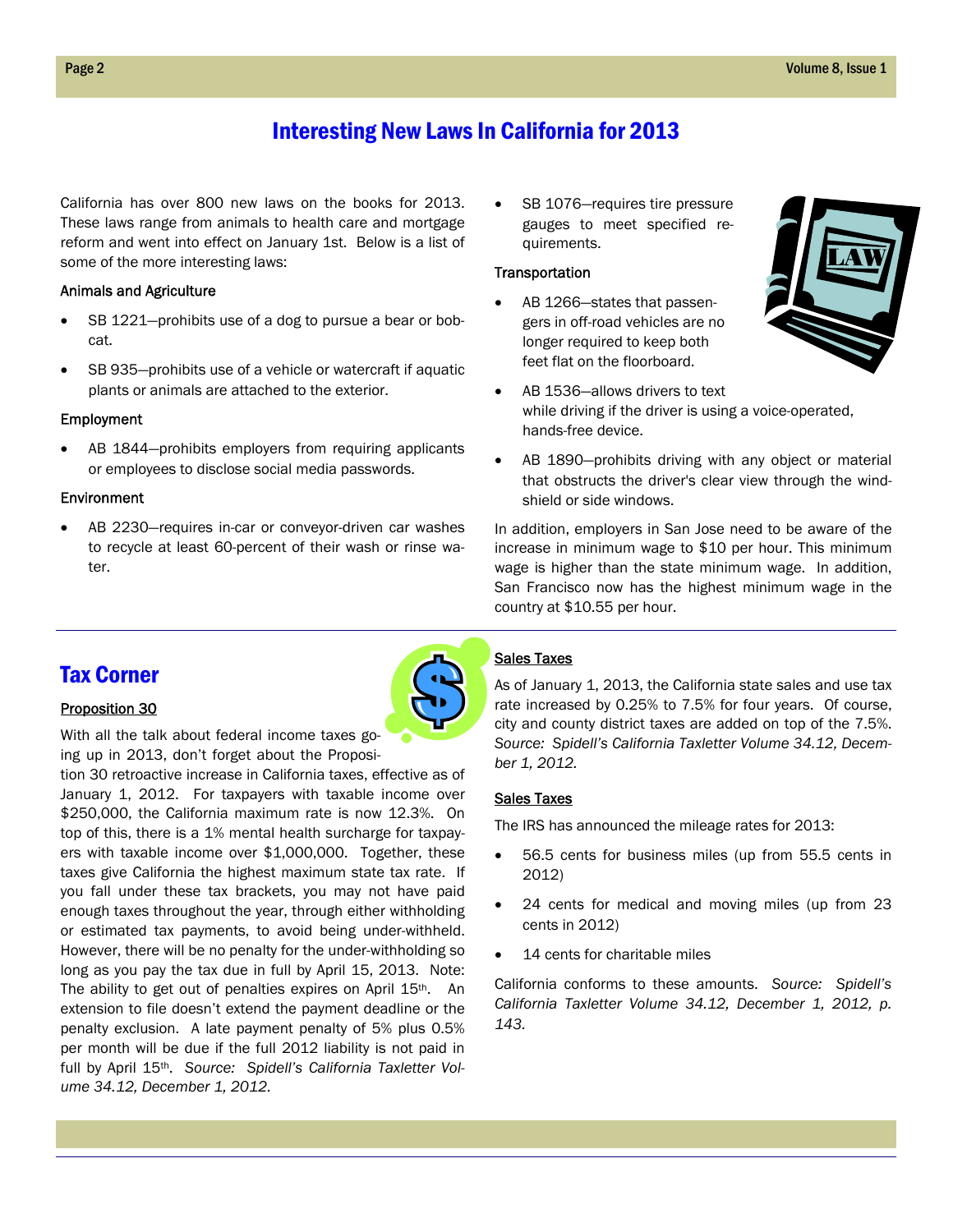# Interesting New Laws In California for 2013

California has over 800 new laws on the books for 2013. These laws range from animals to health care and mortgage reform and went into effect on January 1st. Below is a list of some of the more interesting laws:

### Animals and Agriculture

- SB 1221—prohibits use of a dog to pursue a bear or bobcat.
- SB 935—prohibits use of a vehicle or watercraft if aquatic plants or animals are attached to the exterior.

### Employment

- AB 1844—prohibits employers from requiring applicants or employees to disclose social media passwords.

### Environment

- AB 2230—requires in-car or conveyor-driven car washes to recycle at least 60-percent of their wash or rinse water.
- SB 1076—requires tire pressure gauges to meet specified requirements.

### Transportation

- AB 1266—states that passengers in off-road vehicles are no longer required to keep both feet flat on the floorboard.
- AB 1536—allows drivers to text while driving if the driver is using a voice-operated, hands-free device.
- AB 1890—prohibits driving with any object or material that obstructs the driver's clear view through the windshield or side windows.

In addition, employers in San Jose need to be aware of the increase in minimum wage to $10 per hour. This minimum wage is higher than the state minimum wage. In addition, San Francisco now has the highest minimum wage in the country at $10.55 per hour.

## Tax Corner

### Proposition 30

With all the talk about federal income taxes going up in 2013, don't forget about the Proposition 30 retroactive increase in California taxes, effective as of January 1, 2012. For taxpayers with taxable income over $250,000, the California maximum rate is now 12.3%. On top of this, there is a 1% mental health surcharge for taxpayers with taxable income over $1,000,000. Together, these taxes give California the highest maximum state tax rate. If you fall under these tax brackets, you may not have paid enough taxes throughout the year, through either withholding or estimated tax payments, to avoid being under-withheld. However, there will be no penalty for the under-withholding so long as you pay the tax due in full by April 15, 2013. Note: The ability to get out of penalties expires on April 15th. An extension to file doesn't extend the payment deadline or the penalty exclusion. A late payment penalty of 5% plus 0.5% per month will be due if the full 2012 liability is not paid in full by April 15th. *Source: Spidell's California Taxletter Volume 34.12, December 1, 2012.*

### Sales Taxes

As of January 1, 2013, the California state sales and use tax rate increased by 0.25% to 7.5% for four years. Of course, city and county district taxes are added on top of the 7.5%. *Source: Spidell's California Taxletter Volume 34.12, December 1, 2012.*

### Sales Taxes

The IRS has announced the mileage rates for 2013:

- 56.5 cents for business miles (up from 55.5 cents in 2012)
- 24 cents for medical and moving miles (up from 23 cents in 2012)
- 14 cents for charitable miles

California conforms to these amounts. *Source: Spidell's California Taxletter Volume 34.12, December 1, 2012, p. 143.*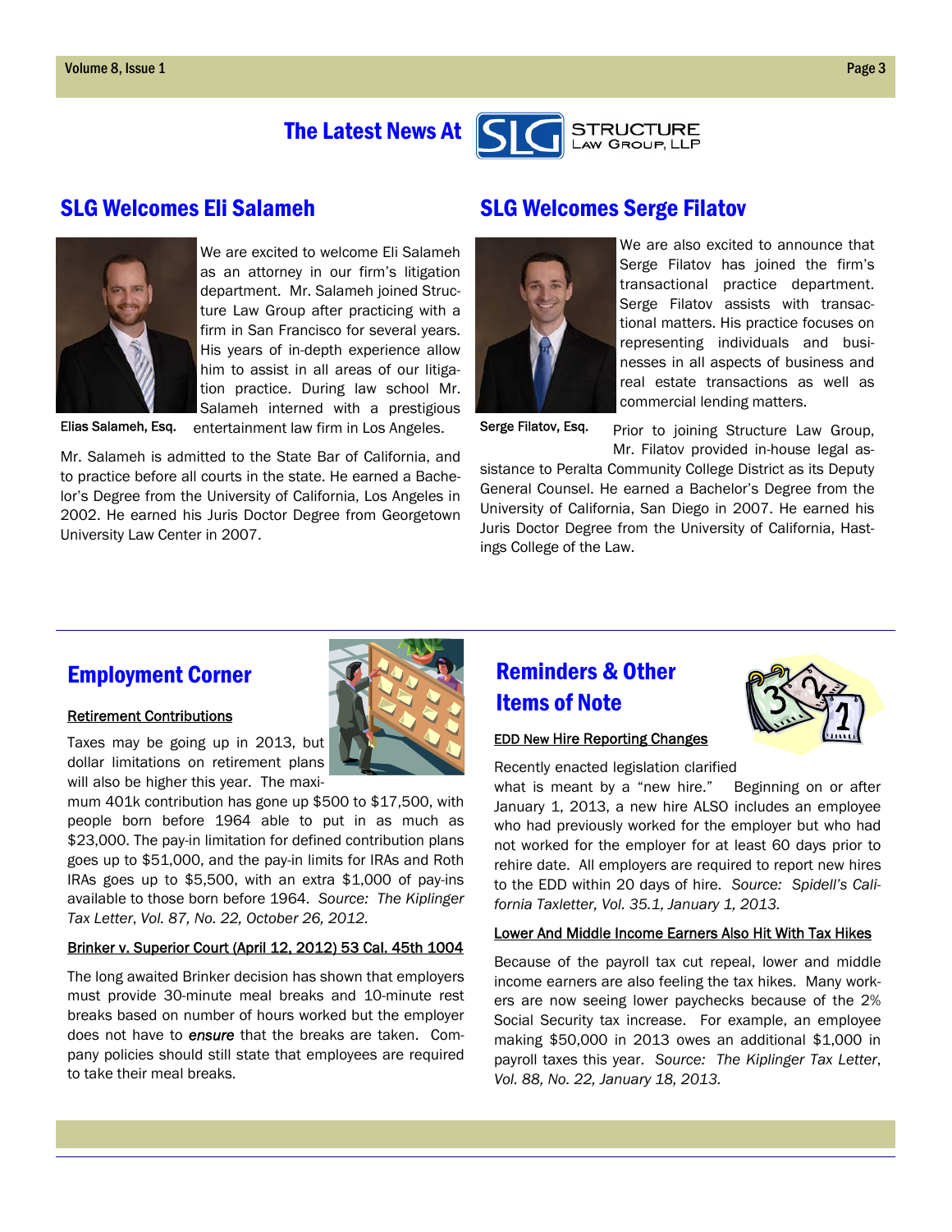# The Latest News At Structure Law Group, LLP

## SLG Welcomes Eli Salameh

We are excited to welcome Eli Salameh as an attorney in our firm's litigation department. Mr. Salameh joined Structure Law Group after practicing with a firm in San Francisco for several years. His years of in-depth experience allow him to assist in all areas of our litigation practice. During law school Mr. Salameh interned with a prestigious entertainment law firm in Los Angeles.

Elias Salameh, Esq.

Mr. Salameh is admitted to the State Bar of California, and to practice before all courts in the state. He earned a Bachelor's Degree from the University of California, Los Angeles in 2002. He earned his Juris Doctor Degree from Georgetown University Law Center in 2007.

## SLG Welcomes Serge Filatov

We are also excited to announce that Serge Filatov has joined the firm's transactional practice department. Serge Filatov assists with transactional matters. His practice focuses on representing individuals and businesses in all aspects of business and real estate transactions as well as commercial lending matters.

Serge Filatov, Esq.

Prior to joining Structure Law Group, Mr. Filatov provided in-house legal assistance to Peralta Community College District as its Deputy General Counsel. He earned a Bachelor's Degree from the University of California, San Diego in 2007. He earned his Juris Doctor Degree from the University of California, Hastings College of the Law.

## Employment Corner

### Retirement Contributions

Taxes may be going up in 2013, but dollar limitations on retirement plans will also be higher this year. The maximum 401k contribution has gone up $500 to $17,500, with people born before 1964 able to put in as much as $23,000. The pay-in limitation for defined contribution plans goes up to $51,000, and the pay-in limits for IRAs and Roth IRAs goes up to $5,500, with an extra $1,000 of pay-ins available to those born before 1964. *Source: The Kiplinger Tax Letter, Vol. 87, No. 22, October 26, 2012.*

### Brinker v. Superior Court (April 12, 2012) 53 Cal. 45th 1004

The long awaited Brinker decision has shown that employers must provide 30-minute meal breaks and 10-minute rest breaks based on number of hours worked but the employer does not have to ***ensure*** that the breaks are taken. Company policies should still state that employees are required to take their meal breaks.

## Reminders & Other Items of Note

### EDD New Hire Reporting Changes

Recently enacted legislation clarified what is meant by a "new hire." Beginning on or after January 1, 2013, a new hire ALSO includes an employee who had previously worked for the employer but who had not worked for the employer for at least 60 days prior to rehire date. All employers are required to report new hires to the EDD within 20 days of hire. *Source: Spidell's California Taxletter, Vol. 35.1, January 1, 2013.*

### Lower And Middle Income Earners Also Hit With Tax Hikes

Because of the payroll tax cut repeal, lower and middle income earners are also feeling the tax hikes. Many workers are now seeing lower paychecks because of the 2% Social Security tax increase. For example, an employee making $50,000 in 2013 owes an additional $1,000 in payroll taxes this year. *Source: The Kiplinger Tax Letter, Vol. 88, No. 22, January 18, 2013.*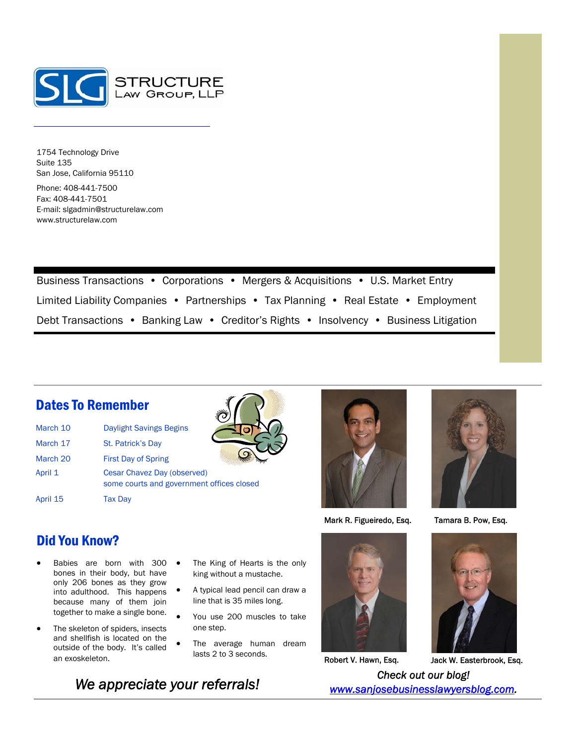**SLG STRUCTURE LAW GROUP, LLP**

1754 Technology Drive
Suite 135
San Jose, California 95110

Phone: 408-441-7500
Fax: 408-441-7501
E-mail: slgadmin@structurelaw.com
www.structurelaw.com

Business Transactions • Corporations • Mergers & Acquisitions • U.S. Market Entry
Limited Liability Companies • Partnerships • Tax Planning • Real Estate • Employment
Debt Transactions • Banking Law • Creditor's Rights • Insolvency • Business Litigation

## Dates To Remember

| | |
|---|---|
| March 10 | Daylight Savings Begins |
| March 17 | St. Patrick's Day |
| March 20 | First Day of Spring |
| April 1 | Cesar Chavez Day (observed) some courts and government offices closed |
| April 15 | Tax Day |

## Did You Know?

- Babies are born with 300 bones in their body, but have only 206 bones as they grow into adulthood. This happens because many of them join together to make a single bone.
- The skeleton of spiders, insects and shellfish is located on the outside of the body. It's called an exoskeleton.
- The King of Hearts is the only king without a mustache.
- A typical lead pencil can draw a line that is 35 miles long.
- You use 200 muscles to take one step.
- The average human dream lasts 2 to 3 seconds.

Mark R. Figueiredo, Esq.

Tamara B. Pow, Esq.

Robert V. Hawn, Esq.

Jack W. Easterbrook, Esq.

*We appreciate your referrals!*

*Check out our blog!*
*www.sanjosebusinesslawyersblog.com.*